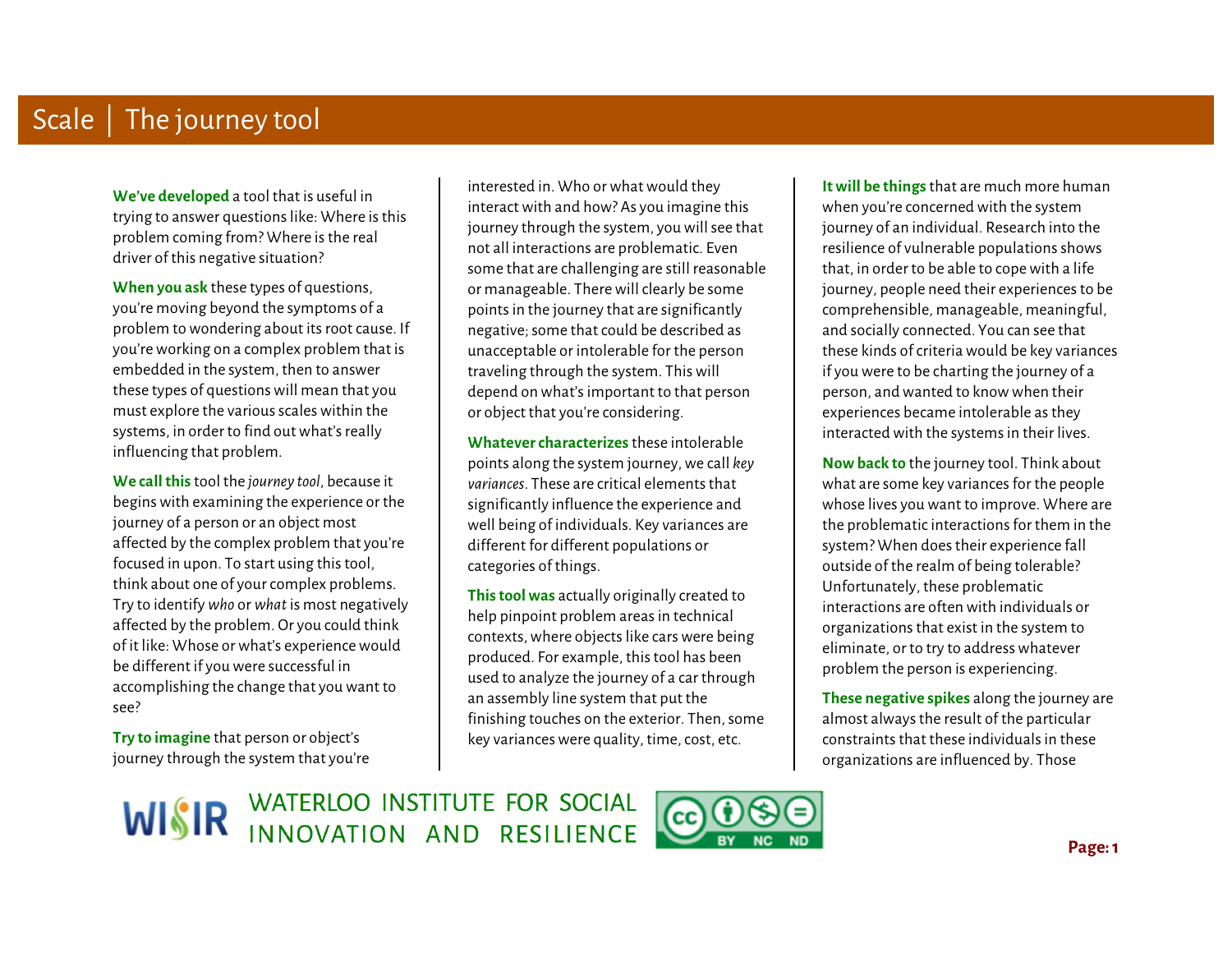# Scale | The journey tool

**We've developed** a tool that is useful in trying to answer questions like: Where is this problem coming from? Where is the real driver of this negative situation?

**When you ask** these types of questions, you're moving beyond the symptoms of a problem to wondering about its root cause. If you're working on a complex problem that is embedded in the system, then to answer these types of questions will mean that you must explore the various scales within the systems, in order to find out what's really influencing that problem.

**We call this** tool the *journey tool*, because it begins with examining the experience or the journey of a person or an object most affected by the complex problem that you're focused in upon. To start using this tool, think about one of your complex problems. Try to identify *who* or *what* is most negatively affected by the problem. Or you could think of it like: Whose or what's experience would be different if you were successful in accomplishing the change that you want to see?

**Try to imagine** that person or object's journey through the system that you're interested in. Who or what would they interact with and how? As you imagine this journey through the system, you will see that not all interactions are problematic. Even some that are challenging are still reasonable or manageable. There will clearly be some points in the journey that are significantly negative; some that could be described as unacceptable or intolerable for the person traveling through the system. This will depend on what's important to that person or object that you're considering.

**Whatever characterizes** these intolerable points along the system journey, we call *key variances*. These are critical elements that significantly influence the experience and well being of individuals. Key variances are different for different populations or categories of things.

**This tool was** actually originally created to help pinpoint problem areas in technical contexts, where objects like cars were being produced. For example, this tool has been used to analyze the journey of a car through an assembly line system that put the finishing touches on the exterior. Then, some key variances were quality, time, cost, etc.

**It will be things** that are much more human when you're concerned with the system journey of an individual. Research into the resilience of vulnerable populations shows that, in order to be able to cope with a life journey, people need their experiences to be comprehensible, manageable, meaningful, and socially connected. You can see that these kinds of criteria would be key variances if you were to be charting the journey of a person, and wanted to know when their experiences became intolerable as they interacted with the systems in their lives.

**Now back to** the journey tool. Think about what are some key variances for the people whose lives you want to improve. Where are the problematic interactions for them in the system? When does their experience fall outside of the realm of being tolerable? Unfortunately, these problematic interactions are often with individuals or organizations that exist in the system to eliminate, or to try to address whatever problem the person is experiencing.

**These negative spikes** along the journey are almost always the result of the particular constraints that these individuals in these organizations are influenced by. Those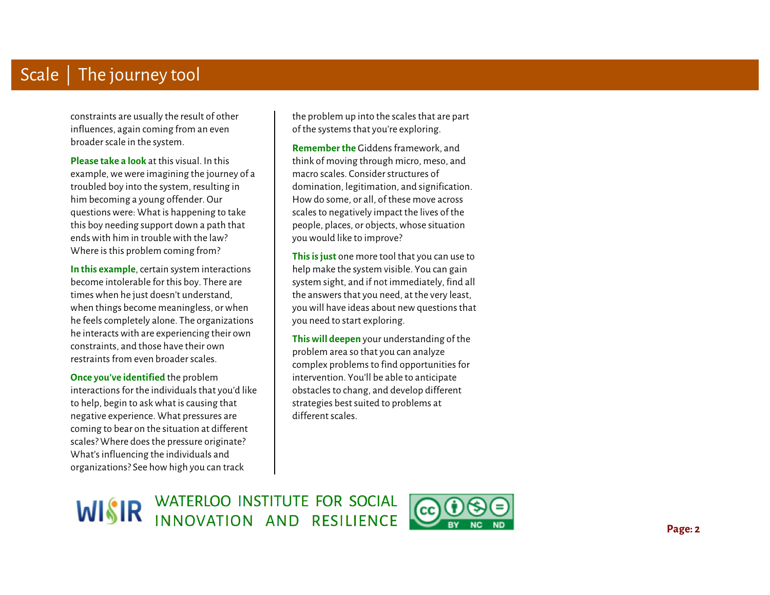constraints are usually the result of other influences, again coming from an even broader scale in the system.

**Please take a look** at this visual. In this example, we were imagining the journey of a troubled boy into the system, resulting in him becoming a young offender. Our questions were: What is happening to take this boy needing support down a path that ends with him in trouble with the law? Where is this problem coming from?

**In this example**, certain system interactions become intolerable for this boy. There are times when he just doesn't understand, when things become meaningless, or when he feels completely alone. The organizations he interacts with are experiencing their own constraints, and those have their own restraints from even broader scales.

**Once you've identified** the problem interactions for the individuals that you'd like to help, begin to ask what is causing that negative experience. What pressures are coming to bear on the situation at different scales? Where does the pressure originate? What's influencing the individuals and organizations? See how high you can track the problem up into the scales that are part of the systems that you're exploring.

**Remember the** Giddens framework, and think of moving through micro, meso, and macro scales. Consider structures of domination, legitimation, and signification. How do some, or all, of these move across scales to negatively impact the lives of the people, places, or objects, whose situation you would like to improve?

**This is just** one more tool that you can use to help make the system visible. You can gain system sight, and if not immediately, find all the answers that you need, at the very least, you will have ideas about new questions that you need to start exploring.

**This will deepen** your understanding of the problem area so that you can analyze complex problems to find opportunities for intervention. You'll be able to anticipate obstacles to chang, and develop different strategies best suited to problems at different scales.